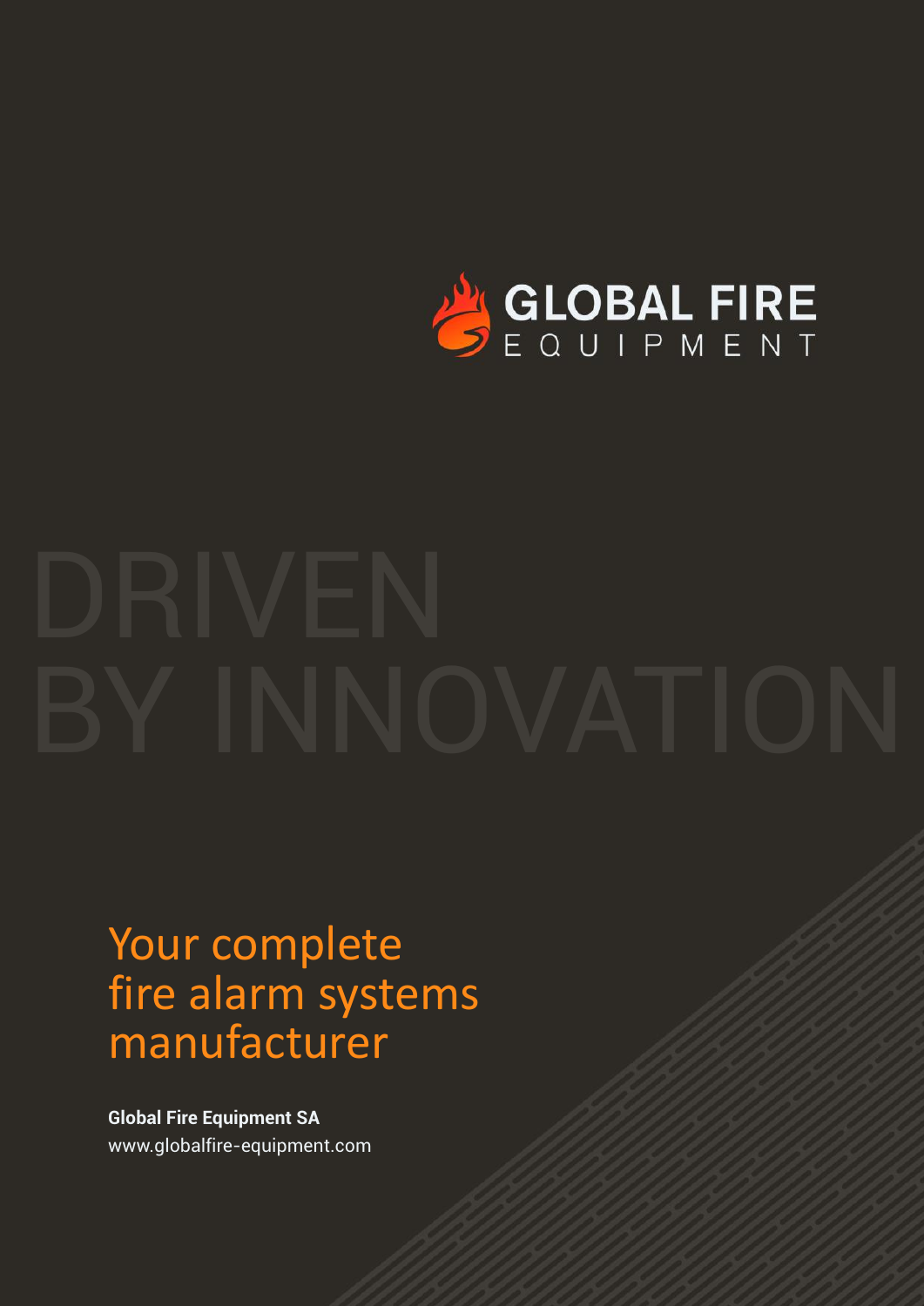GLOBAL FIRE
EQUIPMENT

# DRIVEN BY INNOVATION

## Your complete fire alarm systems manufacturer

**Global Fire Equipment SA**
www.globalfire-equipment.com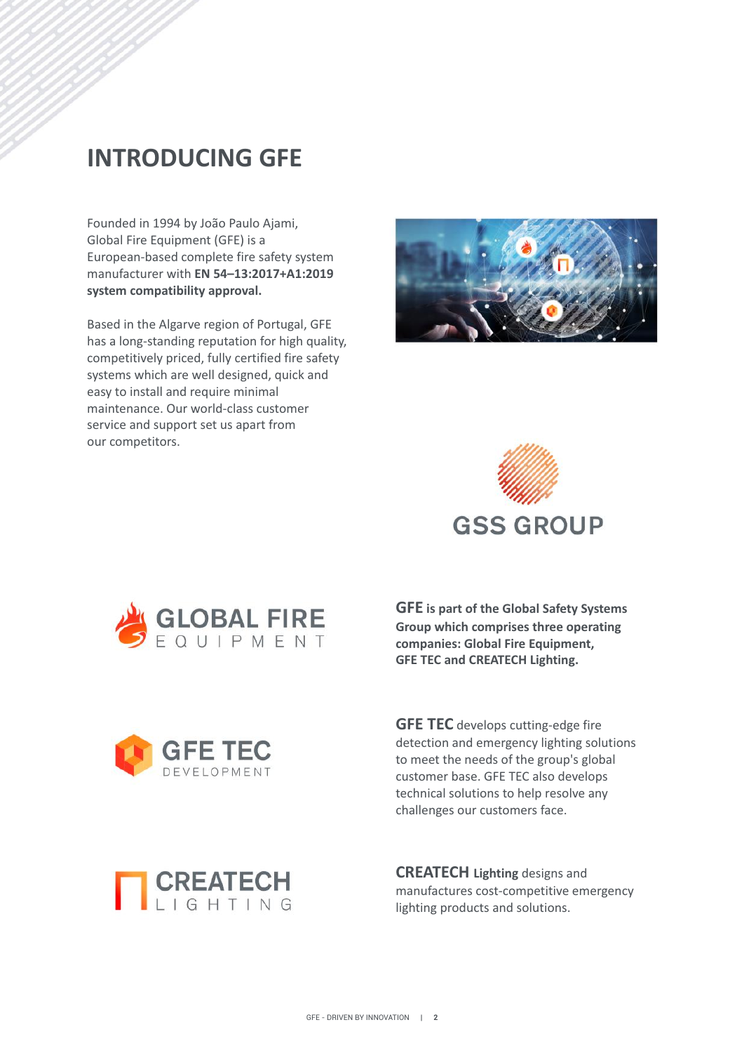# INTRODUCING GFE

Founded in 1994 by João Paulo Ajami, Global Fire Equipment (GFE) is a European-based complete fire safety system manufacturer with **EN 54–13:2017+A1:2019 system compatibility approval.**

Based in the Algarve region of Portugal, GFE has a long-standing reputation for high quality, competitively priced, fully certified fire safety systems which are well designed, quick and easy to install and require minimal maintenance. Our world-class customer service and support set us apart from our competitors.

GSS GROUP

GLOBAL FIRE EQUIPMENT

**GFE is part of the Global Safety Systems Group which comprises three operating companies: Global Fire Equipment, GFE TEC and CREATECH Lighting.**

GFE TEC DEVELOPMENT

**GFE TEC** develops cutting-edge fire detection and emergency lighting solutions to meet the needs of the group's global customer base. GFE TEC also develops technical solutions to help resolve any challenges our customers face.

CREATECH LIGHTING

**CREATECH Lighting** designs and manufactures cost-competitive emergency lighting products and solutions.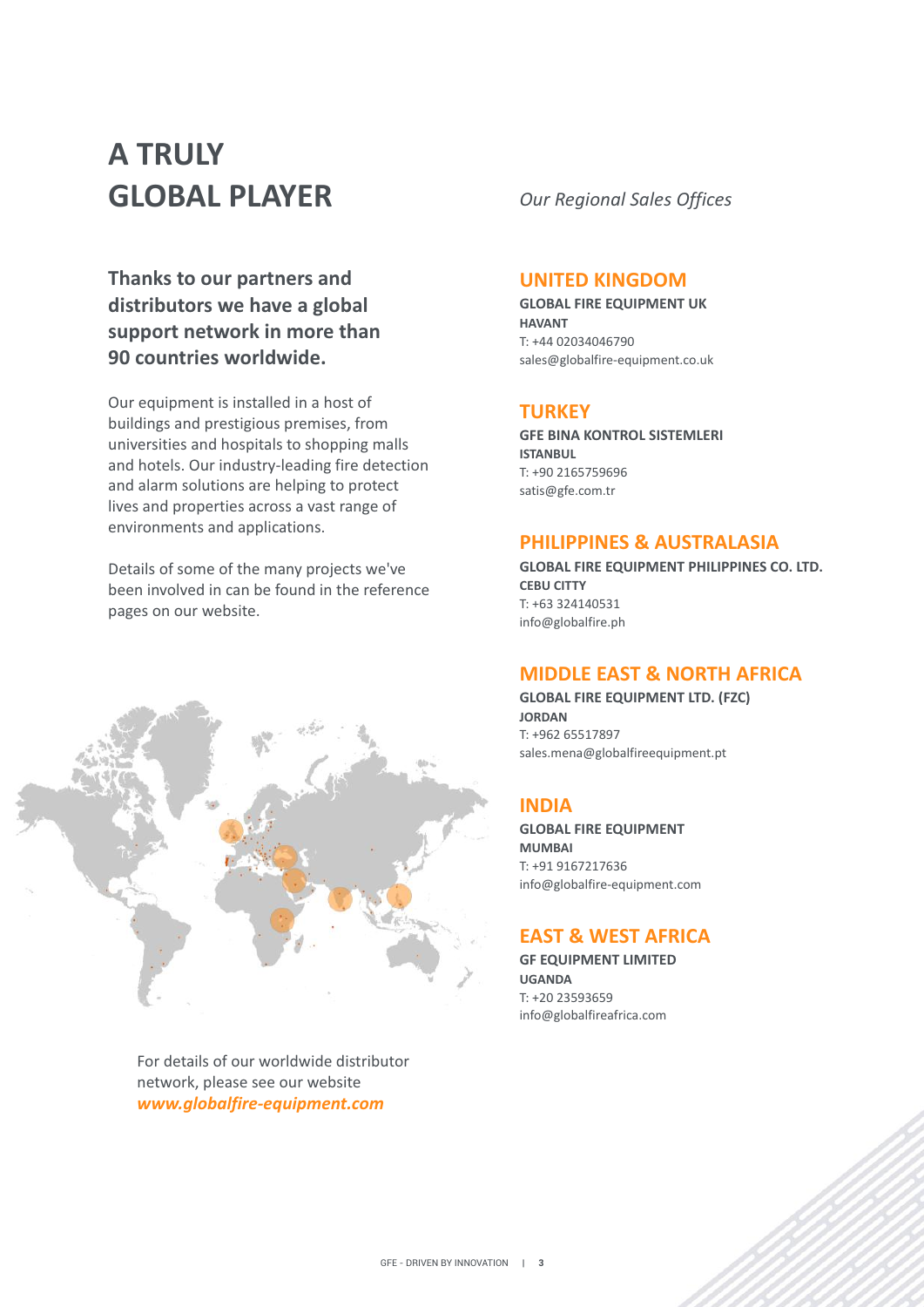# A TRULY GLOBAL PLAYER

**Thanks to our partners and distributors we have a global support network in more than 90 countries worldwide.**

Our equipment is installed in a host of buildings and prestigious premises, from universities and hospitals to shopping malls and hotels. Our industry-leading fire detection and alarm solutions are helping to protect lives and properties across a vast range of environments and applications.

Details of some of the many projects we've been involved in can be found in the reference pages on our website.

For details of our worldwide distributor network, please see our website ***www.globalfire-equipment.com***

*Our Regional Sales Offices*

## UNITED KINGDOM

**GLOBAL FIRE EQUIPMENT UK**
**HAVANT**
T: +44 02034046790
sales@globalfire-equipment.co.uk

## TURKEY

**GFE BINA KONTROL SISTEMLERI**
**ISTANBUL**
T: +90 2165759696
satis@gfe.com.tr

## PHILIPPINES & AUSTRALASIA

**GLOBAL FIRE EQUIPMENT PHILIPPINES CO. LTD.**
**CEBU CITTY**
T: +63 324140531
info@globalfire.ph

## MIDDLE EAST & NORTH AFRICA

**GLOBAL FIRE EQUIPMENT LTD. (FZC)**
**JORDAN**
T: +962 65517897
sales.mena@globalfireequipment.pt

## INDIA

**GLOBAL FIRE EQUIPMENT**
**MUMBAI**
T: +91 9167217636
info@globalfire-equipment.com

## EAST & WEST AFRICA

**GF EQUIPMENT LIMITED**
**UGANDA**
T: +20 23593659
info@globalfireafrica.com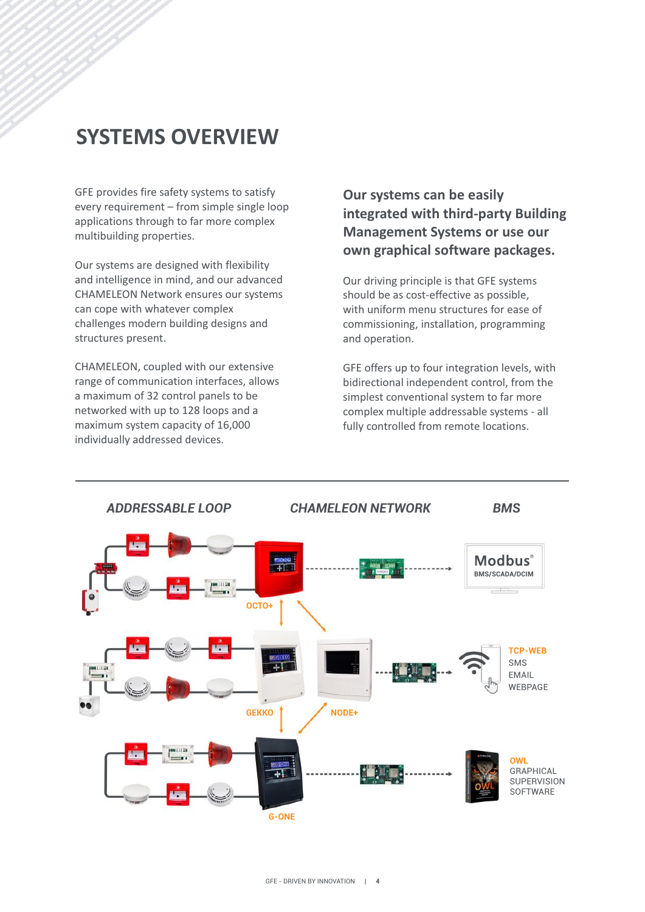# SYSTEMS OVERVIEW

GFE provides fire safety systems to satisfy every requirement – from simple single loop applications through to far more complex multibuilding properties.

Our systems are designed with flexibility and intelligence in mind, and our advanced CHAMELEON Network ensures our systems can cope with whatever complex challenges modern building designs and structures present.

CHAMELEON, coupled with our extensive range of communication interfaces, allows a maximum of 32 control panels to be networked with up to 128 loops and a maximum system capacity of 16,000 individually addressed devices.

**Our systems can be easily integrated with third-party Building Management Systems or use our own graphical software packages.**

Our driving principle is that GFE systems should be as cost-effective as possible, with uniform menu structures for ease of commissioning, installation, programming and operation.

GFE offers up to four integration levels, with bidirectional independent control, from the simplest conventional system to far more complex multiple addressable systems - all fully controlled from remote locations.

*ADDRESSABLE LOOP* | *CHAMELEON NETWORK* | *BMS*

OCTO+

GEKKO

NODE+

G-ONE

Modbus® BMS/SCADA/DCIM

TCP-WEB
SMS
EMAIL
WEBPAGE

OWL
GRAPHICAL SUPERVISION SOFTWARE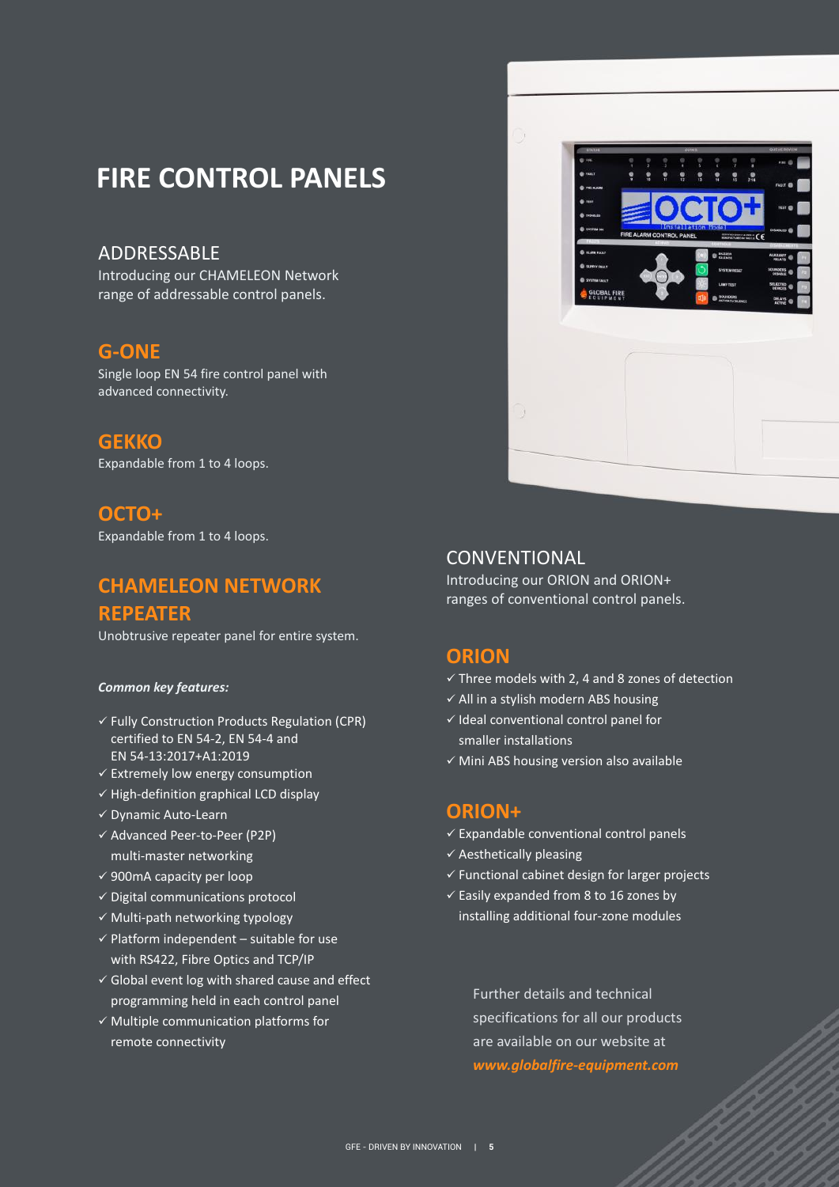# FIRE CONTROL PANELS

## ADDRESSABLE

Introducing our CHAMELEON Network range of addressable control panels.

### G-ONE

Single loop EN 54 fire control panel with advanced connectivity.

### GEKKO

Expandable from 1 to 4 loops.

### OCTO+

Expandable from 1 to 4 loops.

### CHAMELEON NETWORK REPEATER

Unobtrusive repeater panel for entire system.

***Common key features:***

- ✓ Fully Construction Products Regulation (CPR) certified to EN 54-2, EN 54-4 and EN 54-13:2017+A1:2019
- ✓ Extremely low energy consumption
- ✓ High-definition graphical LCD display
- ✓ Dynamic Auto-Learn
- ✓ Advanced Peer-to-Peer (P2P) multi-master networking
- ✓ 900mA capacity per loop
- ✓ Digital communications protocol
- ✓ Multi-path networking typology
- ✓ Platform independent – suitable for use with RS422, Fibre Optics and TCP/IP
- ✓ Global event log with shared cause and effect programming held in each control panel
- ✓ Multiple communication platforms for remote connectivity

## CONVENTIONAL

Introducing our ORION and ORION+ ranges of conventional control panels.

### ORION

- ✓ Three models with 2, 4 and 8 zones of detection
- ✓ All in a stylish modern ABS housing
- ✓ Ideal conventional control panel for smaller installations
- ✓ Mini ABS housing version also available

### ORION+

- ✓ Expandable conventional control panels
- ✓ Aesthetically pleasing
- ✓ Functional cabinet design for larger projects
- ✓ Easily expanded from 8 to 16 zones by installing additional four-zone modules

Further details and technical specifications for all our products are available on our website at ***www.globalfire-equipment.com***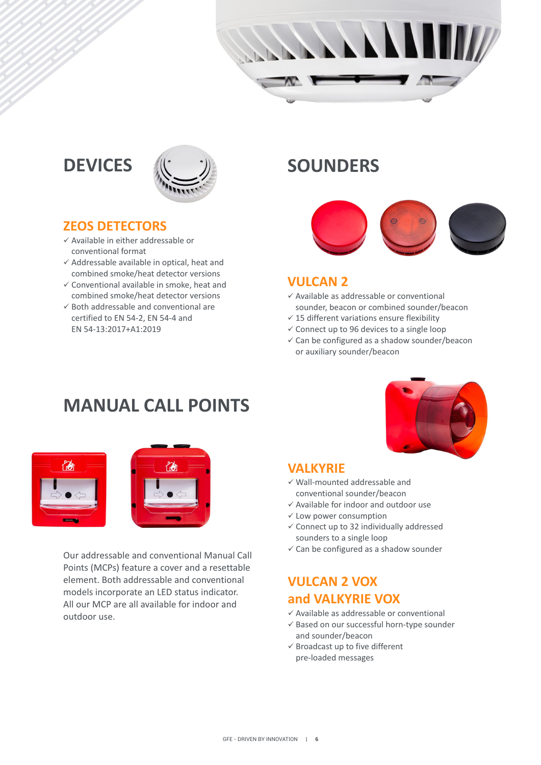## DEVICES

### ZEOS DETECTORS

- ✓ Available in either addressable or conventional format
- ✓ Addressable available in optical, heat and combined smoke/heat detector versions
- ✓ Conventional available in smoke, heat and combined smoke/heat detector versions
- ✓ Both addressable and conventional are certified to EN 54-2, EN 54-4 and EN 54-13:2017+A1:2019

## MANUAL CALL POINTS

Our addressable and conventional Manual Call Points (MCPs) feature a cover and a resettable element. Both addressable and conventional models incorporate an LED status indicator. All our MCP are all available for indoor and outdoor use.

## SOUNDERS

### VULCAN 2

- ✓ Available as addressable or conventional sounder, beacon or combined sounder/beacon
- ✓ 15 different variations ensure flexibility
- ✓ Connect up to 96 devices to a single loop
- ✓ Can be configured as a shadow sounder/beacon or auxiliary sounder/beacon

### VALKYRIE

- ✓ Wall-mounted addressable and conventional sounder/beacon
- ✓ Available for indoor and outdoor use
- ✓ Low power consumption
- ✓ Connect up to 32 individually addressed sounders to a single loop
- ✓ Can be configured as a shadow sounder

### VULCAN 2 VOX and VALKYRIE VOX

- ✓ Available as addressable or conventional
- ✓ Based on our successful horn-type sounder and sounder/beacon
- ✓ Broadcast up to five different pre-loaded messages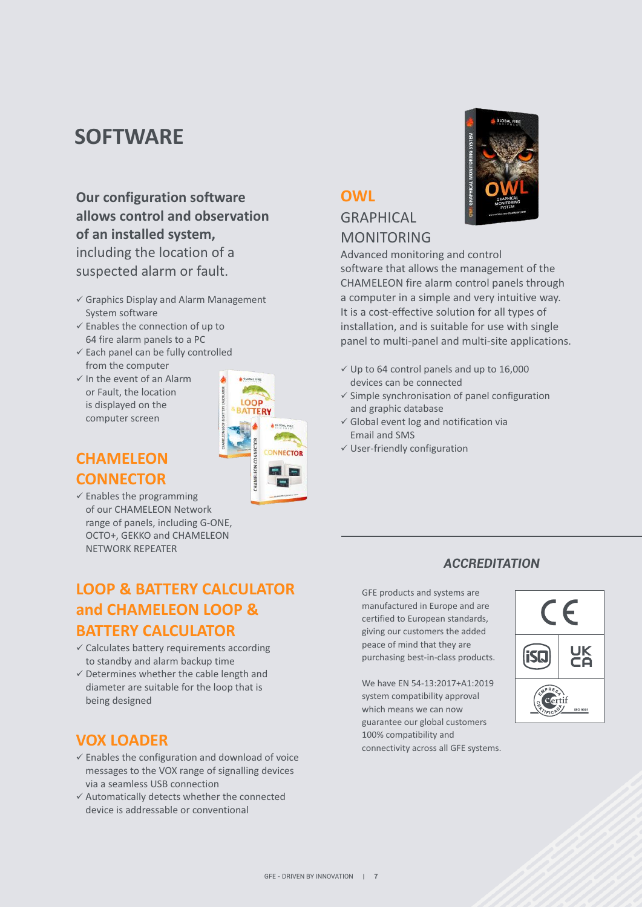# SOFTWARE

**Our configuration software allows control and observation of an installed system,** including the location of a suspected alarm or fault.

- ✓ Graphics Display and Alarm Management System software
- ✓ Enables the connection of up to 64 fire alarm panels to a PC
- ✓ Each panel can be fully controlled from the computer
- ✓ In the event of an Alarm or Fault, the location is displayed on the computer screen

## CHAMELEON CONNECTOR

- ✓ Enables the programming of our CHAMELEON Network range of panels, including G-ONE, OCTO+, GEKKO and CHAMELEON NETWORK REPEATER

## LOOP & BATTERY CALCULATOR and CHAMELEON LOOP & BATTERY CALCULATOR

- ✓ Calculates battery requirements according to standby and alarm backup time
- ✓ Determines whether the cable length and diameter are suitable for the loop that is being designed

## VOX LOADER

- ✓ Enables the configuration and download of voice messages to the VOX range of signalling devices via a seamless USB connection
- ✓ Automatically detects whether the connected device is addressable or conventional

## OWL

GRAPHICAL MONITORING

Advanced monitoring and control software that allows the management of the CHAMELEON fire alarm control panels through a computer in a simple and very intuitive way. It is a cost-effective solution for all types of installation, and is suitable for use with single panel to multi-panel and multi-site applications.

- ✓ Up to 64 control panels and up to 16,000 devices can be connected
- ✓ Simple synchronisation of panel configuration and graphic database
- ✓ Global event log and notification via Email and SMS
- ✓ User-friendly configuration

### *ACCREDITATION*

GFE products and systems are manufactured in Europe and are certified to European standards, giving our customers the added peace of mind that they are purchasing best-in-class products.

We have EN 54-13:2017+A1:2019 system compatibility approval which means we can now guarantee our global customers 100% compatibility and connectivity across all GFE systems.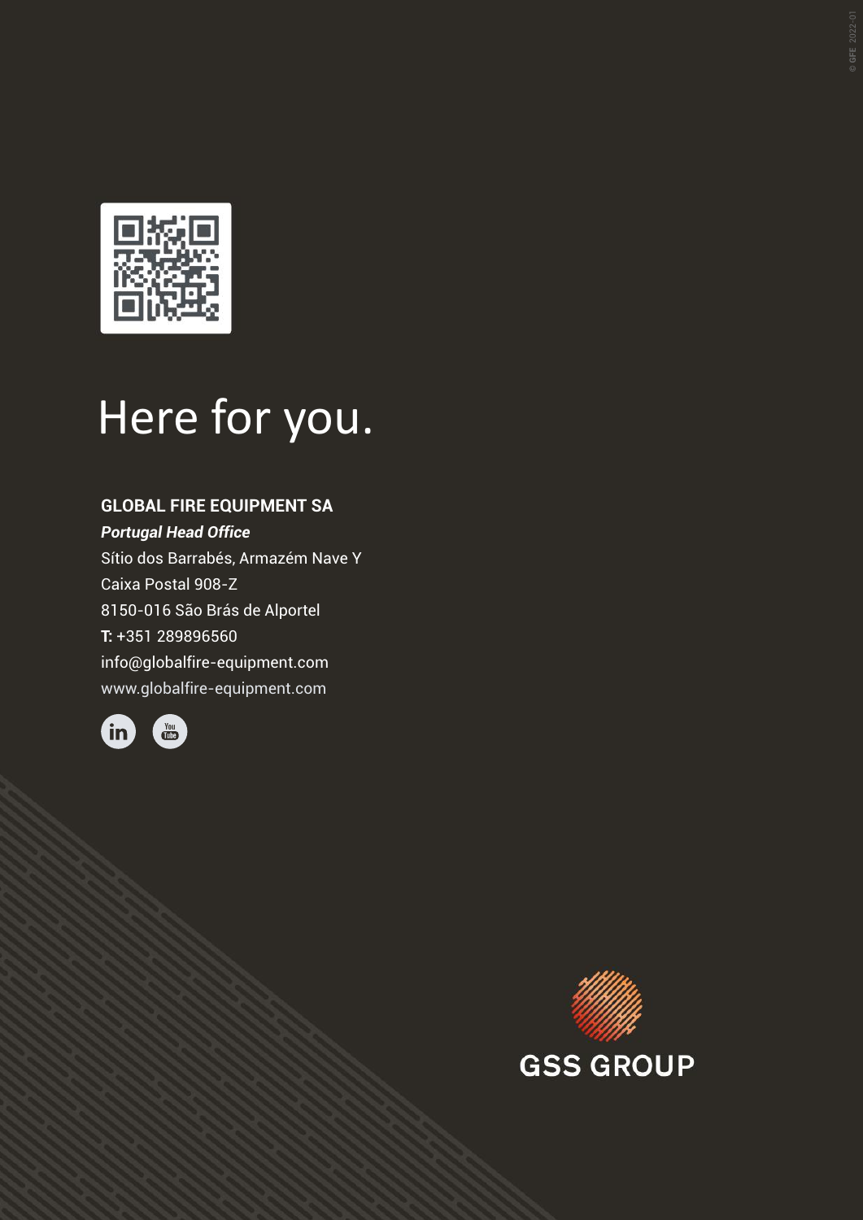# Here for you.

**GLOBAL FIRE EQUIPMENT SA**

***Portugal Head Office***

Sítio dos Barrabés, Armazém Nave Y
Caixa Postal 908-Z
8150-016 São Brás de Alportel
**T:** +351 289896560
info@globalfire-equipment.com
www.globalfire-equipment.com

GSS GROUP

© GFE 2022-01